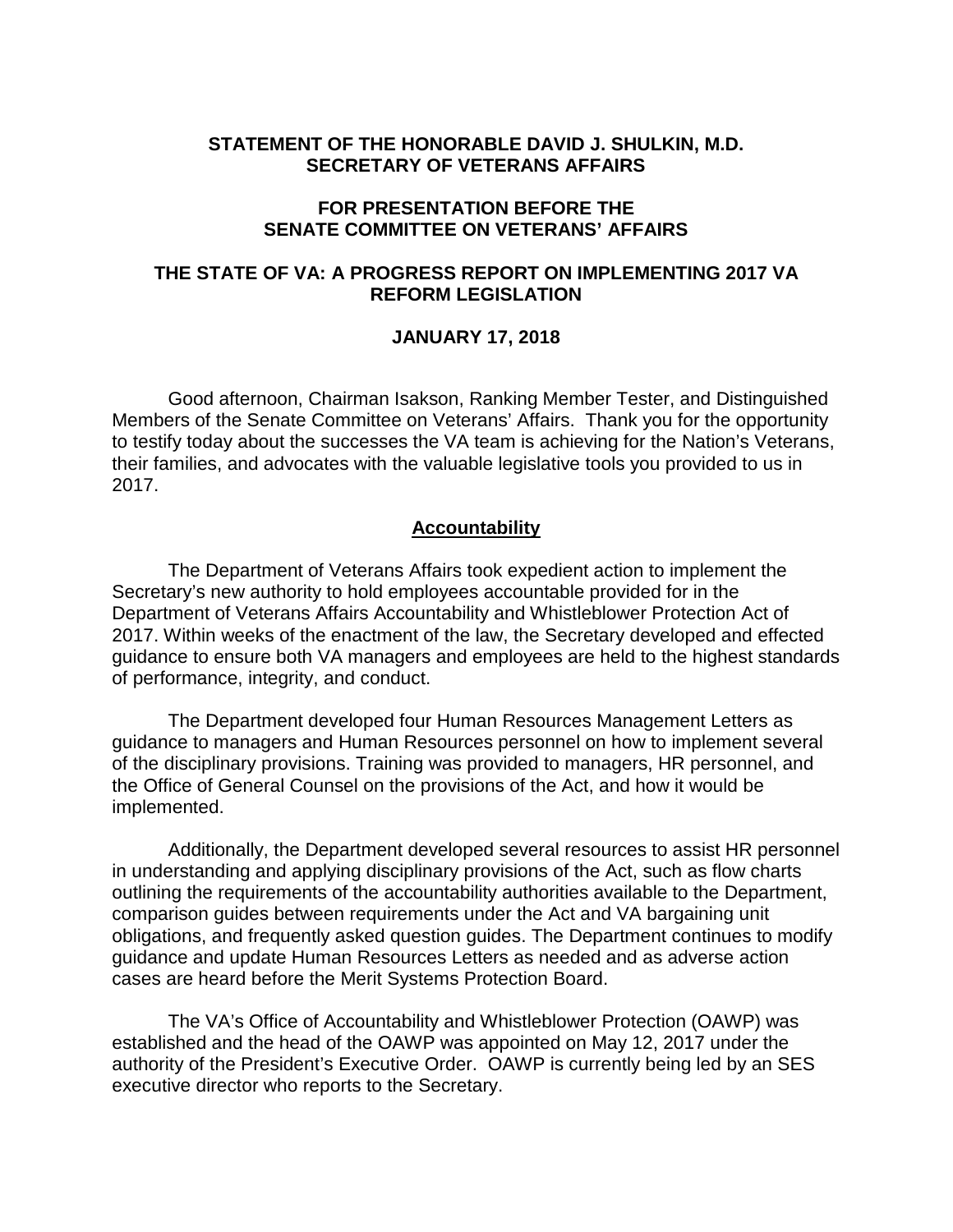**STATEMENT OF THE HONORABLE DAVID J. SHULKIN, M.D.**
**SECRETARY OF VETERANS AFFAIRS**

**FOR PRESENTATION BEFORE THE**
**SENATE COMMITTEE ON VETERANS' AFFAIRS**

**THE STATE OF VA: A PROGRESS REPORT ON IMPLEMENTING 2017 VA REFORM LEGISLATION**

**JANUARY 17, 2018**

Good afternoon, Chairman Isakson, Ranking Member Tester, and Distinguished Members of the Senate Committee on Veterans' Affairs. Thank you for the opportunity to testify today about the successes the VA team is achieving for the Nation's Veterans, their families, and advocates with the valuable legislative tools you provided to us in 2017.

## Accountability

The Department of Veterans Affairs took expedient action to implement the Secretary's new authority to hold employees accountable provided for in the Department of Veterans Affairs Accountability and Whistleblower Protection Act of 2017. Within weeks of the enactment of the law, the Secretary developed and effected guidance to ensure both VA managers and employees are held to the highest standards of performance, integrity, and conduct.

The Department developed four Human Resources Management Letters as guidance to managers and Human Resources personnel on how to implement several of the disciplinary provisions. Training was provided to managers, HR personnel, and the Office of General Counsel on the provisions of the Act, and how it would be implemented.

Additionally, the Department developed several resources to assist HR personnel in understanding and applying disciplinary provisions of the Act, such as flow charts outlining the requirements of the accountability authorities available to the Department, comparison guides between requirements under the Act and VA bargaining unit obligations, and frequently asked question guides. The Department continues to modify guidance and update Human Resources Letters as needed and as adverse action cases are heard before the Merit Systems Protection Board.

The VA's Office of Accountability and Whistleblower Protection (OAWP) was established and the head of the OAWP was appointed on May 12, 2017 under the authority of the President's Executive Order. OAWP is currently being led by an SES executive director who reports to the Secretary.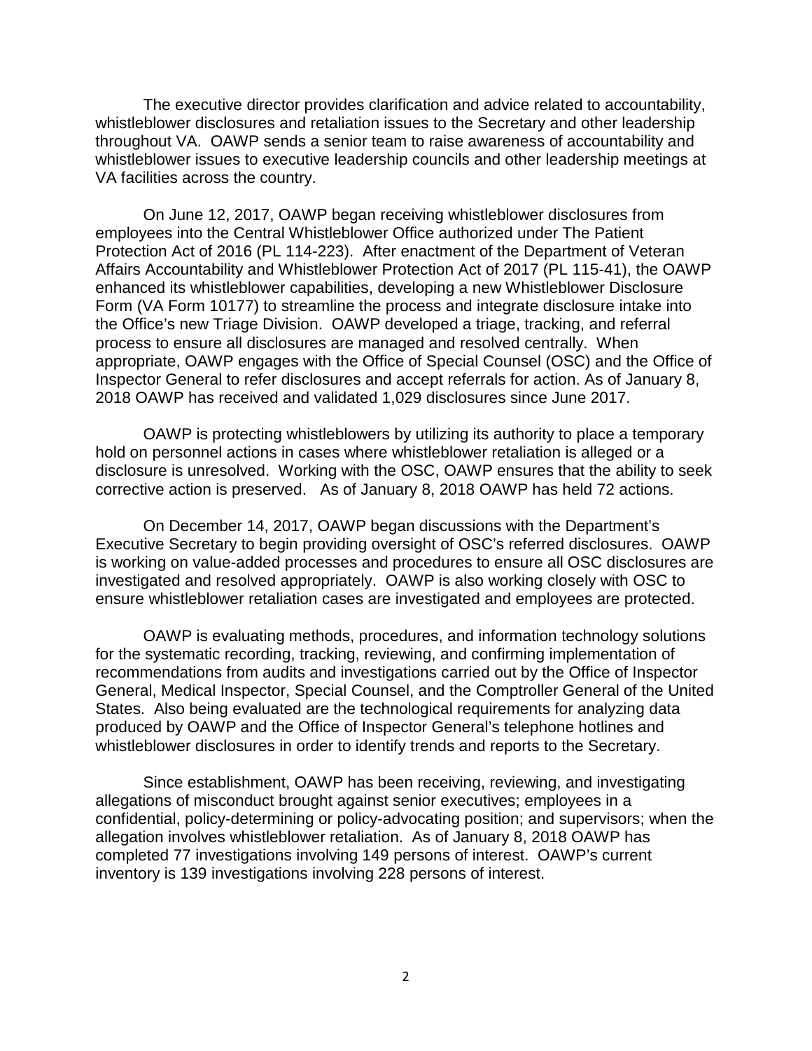The executive director provides clarification and advice related to accountability, whistleblower disclosures and retaliation issues to the Secretary and other leadership throughout VA. OAWP sends a senior team to raise awareness of accountability and whistleblower issues to executive leadership councils and other leadership meetings at VA facilities across the country.

On June 12, 2017, OAWP began receiving whistleblower disclosures from employees into the Central Whistleblower Office authorized under The Patient Protection Act of 2016 (PL 114-223). After enactment of the Department of Veteran Affairs Accountability and Whistleblower Protection Act of 2017 (PL 115-41), the OAWP enhanced its whistleblower capabilities, developing a new Whistleblower Disclosure Form (VA Form 10177) to streamline the process and integrate disclosure intake into the Office's new Triage Division. OAWP developed a triage, tracking, and referral process to ensure all disclosures are managed and resolved centrally. When appropriate, OAWP engages with the Office of Special Counsel (OSC) and the Office of Inspector General to refer disclosures and accept referrals for action. As of January 8, 2018 OAWP has received and validated 1,029 disclosures since June 2017.

OAWP is protecting whistleblowers by utilizing its authority to place a temporary hold on personnel actions in cases where whistleblower retaliation is alleged or a disclosure is unresolved. Working with the OSC, OAWP ensures that the ability to seek corrective action is preserved. As of January 8, 2018 OAWP has held 72 actions.

On December 14, 2017, OAWP began discussions with the Department's Executive Secretary to begin providing oversight of OSC's referred disclosures. OAWP is working on value-added processes and procedures to ensure all OSC disclosures are investigated and resolved appropriately. OAWP is also working closely with OSC to ensure whistleblower retaliation cases are investigated and employees are protected.

OAWP is evaluating methods, procedures, and information technology solutions for the systematic recording, tracking, reviewing, and confirming implementation of recommendations from audits and investigations carried out by the Office of Inspector General, Medical Inspector, Special Counsel, and the Comptroller General of the United States. Also being evaluated are the technological requirements for analyzing data produced by OAWP and the Office of Inspector General's telephone hotlines and whistleblower disclosures in order to identify trends and reports to the Secretary.

Since establishment, OAWP has been receiving, reviewing, and investigating allegations of misconduct brought against senior executives; employees in a confidential, policy-determining or policy-advocating position; and supervisors; when the allegation involves whistleblower retaliation. As of January 8, 2018 OAWP has completed 77 investigations involving 149 persons of interest. OAWP's current inventory is 139 investigations involving 228 persons of interest.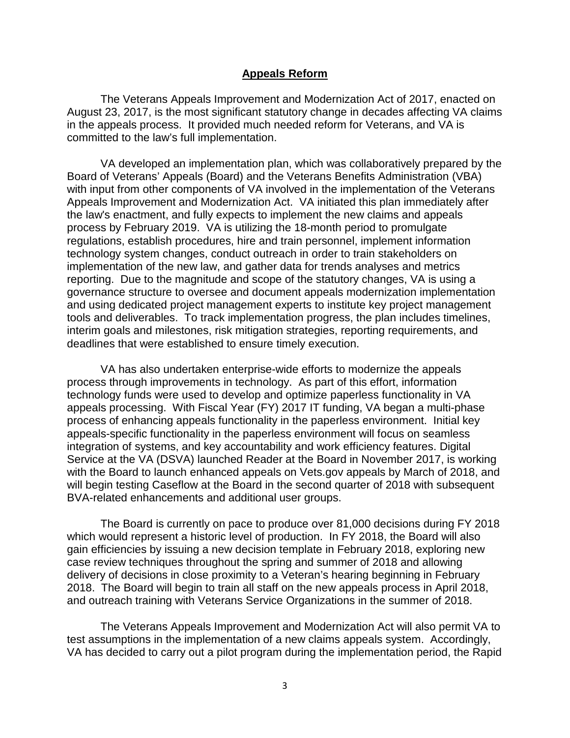## Appeals Reform

The Veterans Appeals Improvement and Modernization Act of 2017, enacted on August 23, 2017, is the most significant statutory change in decades affecting VA claims in the appeals process. It provided much needed reform for Veterans, and VA is committed to the law's full implementation.

VA developed an implementation plan, which was collaboratively prepared by the Board of Veterans' Appeals (Board) and the Veterans Benefits Administration (VBA) with input from other components of VA involved in the implementation of the Veterans Appeals Improvement and Modernization Act. VA initiated this plan immediately after the law's enactment, and fully expects to implement the new claims and appeals process by February 2019. VA is utilizing the 18-month period to promulgate regulations, establish procedures, hire and train personnel, implement information technology system changes, conduct outreach in order to train stakeholders on implementation of the new law, and gather data for trends analyses and metrics reporting. Due to the magnitude and scope of the statutory changes, VA is using a governance structure to oversee and document appeals modernization implementation and using dedicated project management experts to institute key project management tools and deliverables. To track implementation progress, the plan includes timelines, interim goals and milestones, risk mitigation strategies, reporting requirements, and deadlines that were established to ensure timely execution.

VA has also undertaken enterprise-wide efforts to modernize the appeals process through improvements in technology. As part of this effort, information technology funds were used to develop and optimize paperless functionality in VA appeals processing. With Fiscal Year (FY) 2017 IT funding, VA began a multi-phase process of enhancing appeals functionality in the paperless environment. Initial key appeals-specific functionality in the paperless environment will focus on seamless integration of systems, and key accountability and work efficiency features. Digital Service at the VA (DSVA) launched Reader at the Board in November 2017, is working with the Board to launch enhanced appeals on Vets.gov appeals by March of 2018, and will begin testing Caseflow at the Board in the second quarter of 2018 with subsequent BVA-related enhancements and additional user groups.

The Board is currently on pace to produce over 81,000 decisions during FY 2018 which would represent a historic level of production. In FY 2018, the Board will also gain efficiencies by issuing a new decision template in February 2018, exploring new case review techniques throughout the spring and summer of 2018 and allowing delivery of decisions in close proximity to a Veteran's hearing beginning in February 2018. The Board will begin to train all staff on the new appeals process in April 2018, and outreach training with Veterans Service Organizations in the summer of 2018.

The Veterans Appeals Improvement and Modernization Act will also permit VA to test assumptions in the implementation of a new claims appeals system. Accordingly, VA has decided to carry out a pilot program during the implementation period, the Rapid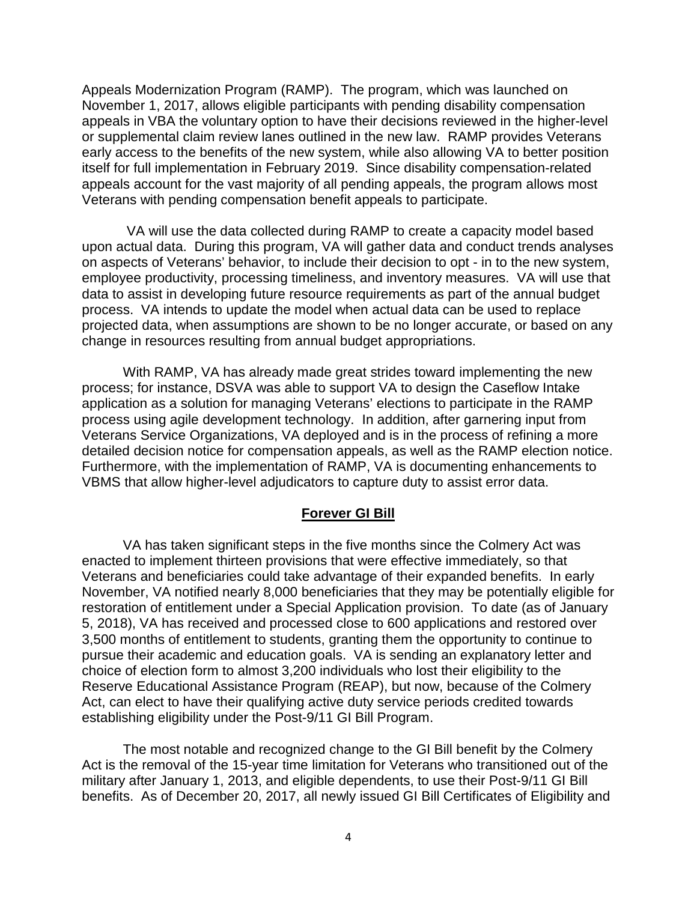Appeals Modernization Program (RAMP). The program, which was launched on November 1, 2017, allows eligible participants with pending disability compensation appeals in VBA the voluntary option to have their decisions reviewed in the higher-level or supplemental claim review lanes outlined in the new law. RAMP provides Veterans early access to the benefits of the new system, while also allowing VA to better position itself for full implementation in February 2019. Since disability compensation-related appeals account for the vast majority of all pending appeals, the program allows most Veterans with pending compensation benefit appeals to participate.

VA will use the data collected during RAMP to create a capacity model based upon actual data. During this program, VA will gather data and conduct trends analyses on aspects of Veterans' behavior, to include their decision to opt - in to the new system, employee productivity, processing timeliness, and inventory measures. VA will use that data to assist in developing future resource requirements as part of the annual budget process. VA intends to update the model when actual data can be used to replace projected data, when assumptions are shown to be no longer accurate, or based on any change in resources resulting from annual budget appropriations.

With RAMP, VA has already made great strides toward implementing the new process; for instance, DSVA was able to support VA to design the Caseflow Intake application as a solution for managing Veterans' elections to participate in the RAMP process using agile development technology. In addition, after garnering input from Veterans Service Organizations, VA deployed and is in the process of refining a more detailed decision notice for compensation appeals, as well as the RAMP election notice. Furthermore, with the implementation of RAMP, VA is documenting enhancements to VBMS that allow higher-level adjudicators to capture duty to assist error data.

## Forever GI Bill

VA has taken significant steps in the five months since the Colmery Act was enacted to implement thirteen provisions that were effective immediately, so that Veterans and beneficiaries could take advantage of their expanded benefits. In early November, VA notified nearly 8,000 beneficiaries that they may be potentially eligible for restoration of entitlement under a Special Application provision. To date (as of January 5, 2018), VA has received and processed close to 600 applications and restored over 3,500 months of entitlement to students, granting them the opportunity to continue to pursue their academic and education goals. VA is sending an explanatory letter and choice of election form to almost 3,200 individuals who lost their eligibility to the Reserve Educational Assistance Program (REAP), but now, because of the Colmery Act, can elect to have their qualifying active duty service periods credited towards establishing eligibility under the Post-9/11 GI Bill Program.

The most notable and recognized change to the GI Bill benefit by the Colmery Act is the removal of the 15-year time limitation for Veterans who transitioned out of the military after January 1, 2013, and eligible dependents, to use their Post-9/11 GI Bill benefits. As of December 20, 2017, all newly issued GI Bill Certificates of Eligibility and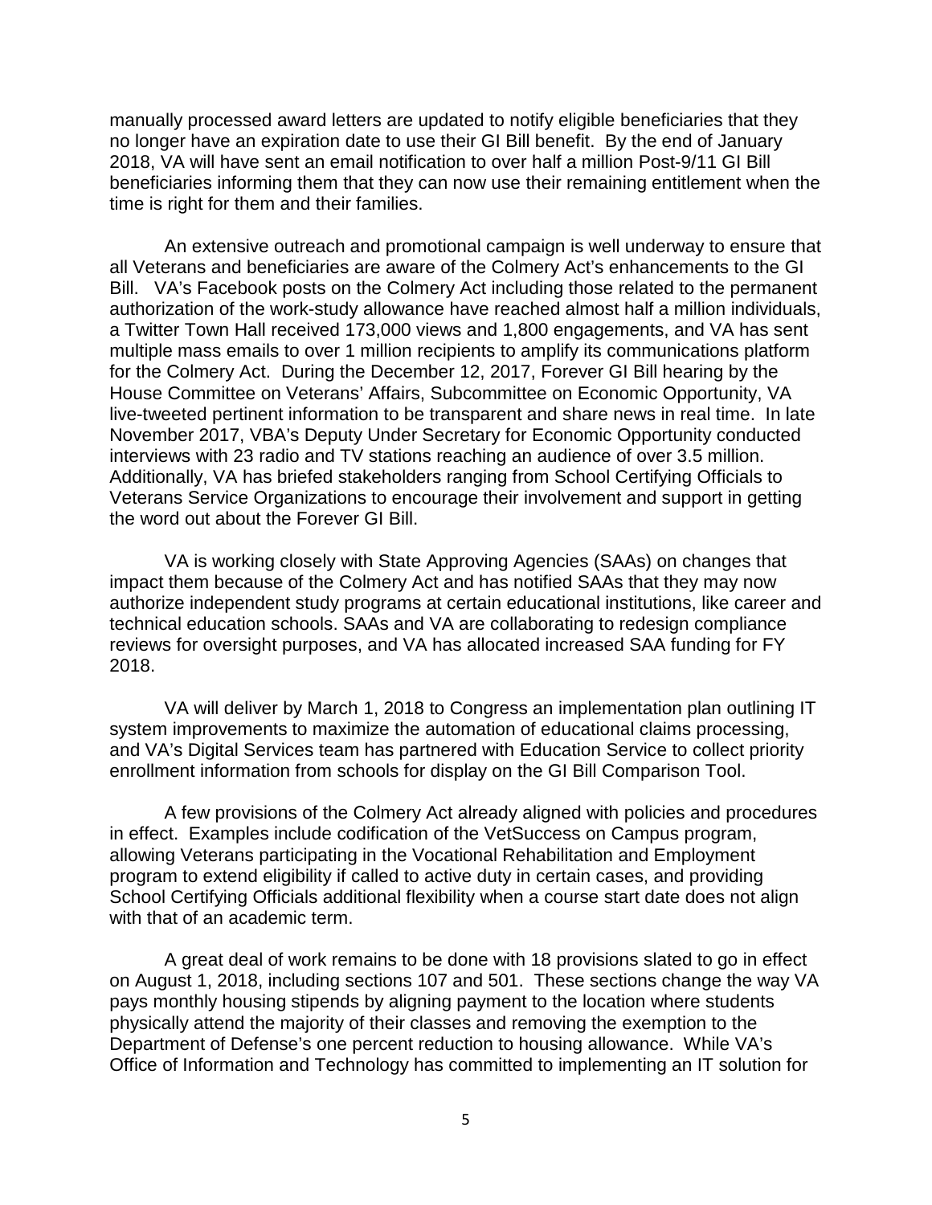manually processed award letters are updated to notify eligible beneficiaries that they no longer have an expiration date to use their GI Bill benefit. By the end of January 2018, VA will have sent an email notification to over half a million Post-9/11 GI Bill beneficiaries informing them that they can now use their remaining entitlement when the time is right for them and their families.

An extensive outreach and promotional campaign is well underway to ensure that all Veterans and beneficiaries are aware of the Colmery Act's enhancements to the GI Bill. VA's Facebook posts on the Colmery Act including those related to the permanent authorization of the work-study allowance have reached almost half a million individuals, a Twitter Town Hall received 173,000 views and 1,800 engagements, and VA has sent multiple mass emails to over 1 million recipients to amplify its communications platform for the Colmery Act. During the December 12, 2017, Forever GI Bill hearing by the House Committee on Veterans' Affairs, Subcommittee on Economic Opportunity, VA live-tweeted pertinent information to be transparent and share news in real time. In late November 2017, VBA's Deputy Under Secretary for Economic Opportunity conducted interviews with 23 radio and TV stations reaching an audience of over 3.5 million. Additionally, VA has briefed stakeholders ranging from School Certifying Officials to Veterans Service Organizations to encourage their involvement and support in getting the word out about the Forever GI Bill.

VA is working closely with State Approving Agencies (SAAs) on changes that impact them because of the Colmery Act and has notified SAAs that they may now authorize independent study programs at certain educational institutions, like career and technical education schools. SAAs and VA are collaborating to redesign compliance reviews for oversight purposes, and VA has allocated increased SAA funding for FY 2018.

VA will deliver by March 1, 2018 to Congress an implementation plan outlining IT system improvements to maximize the automation of educational claims processing, and VA's Digital Services team has partnered with Education Service to collect priority enrollment information from schools for display on the GI Bill Comparison Tool.

A few provisions of the Colmery Act already aligned with policies and procedures in effect. Examples include codification of the VetSuccess on Campus program, allowing Veterans participating in the Vocational Rehabilitation and Employment program to extend eligibility if called to active duty in certain cases, and providing School Certifying Officials additional flexibility when a course start date does not align with that of an academic term.

A great deal of work remains to be done with 18 provisions slated to go in effect on August 1, 2018, including sections 107 and 501. These sections change the way VA pays monthly housing stipends by aligning payment to the location where students physically attend the majority of their classes and removing the exemption to the Department of Defense's one percent reduction to housing allowance. While VA's Office of Information and Technology has committed to implementing an IT solution for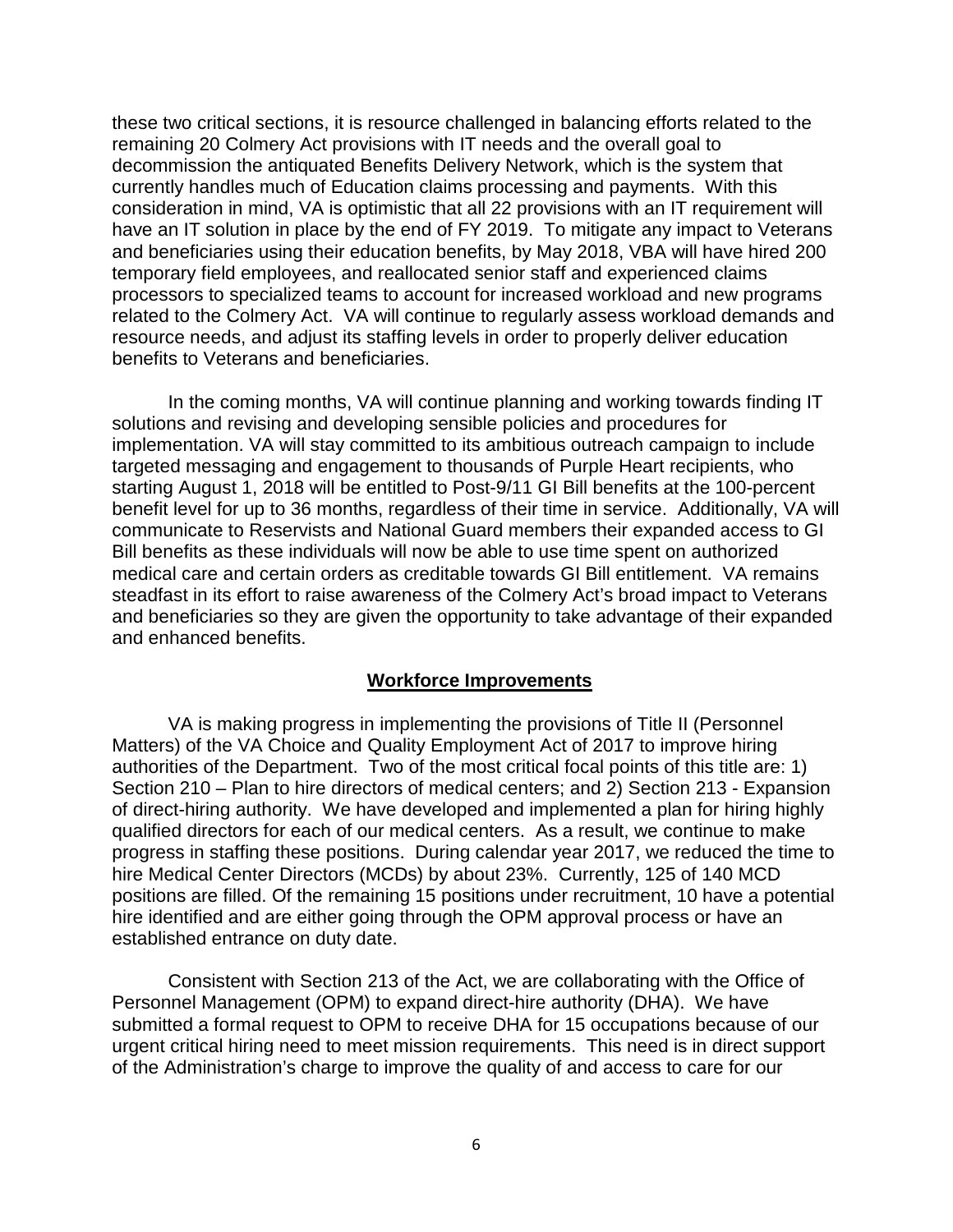these two critical sections, it is resource challenged in balancing efforts related to the remaining 20 Colmery Act provisions with IT needs and the overall goal to decommission the antiquated Benefits Delivery Network, which is the system that currently handles much of Education claims processing and payments. With this consideration in mind, VA is optimistic that all 22 provisions with an IT requirement will have an IT solution in place by the end of FY 2019. To mitigate any impact to Veterans and beneficiaries using their education benefits, by May 2018, VBA will have hired 200 temporary field employees, and reallocated senior staff and experienced claims processors to specialized teams to account for increased workload and new programs related to the Colmery Act. VA will continue to regularly assess workload demands and resource needs, and adjust its staffing levels in order to properly deliver education benefits to Veterans and beneficiaries.

In the coming months, VA will continue planning and working towards finding IT solutions and revising and developing sensible policies and procedures for implementation. VA will stay committed to its ambitious outreach campaign to include targeted messaging and engagement to thousands of Purple Heart recipients, who starting August 1, 2018 will be entitled to Post-9/11 GI Bill benefits at the 100-percent benefit level for up to 36 months, regardless of their time in service. Additionally, VA will communicate to Reservists and National Guard members their expanded access to GI Bill benefits as these individuals will now be able to use time spent on authorized medical care and certain orders as creditable towards GI Bill entitlement. VA remains steadfast in its effort to raise awareness of the Colmery Act's broad impact to Veterans and beneficiaries so they are given the opportunity to take advantage of their expanded and enhanced benefits.

## Workforce Improvements

VA is making progress in implementing the provisions of Title II (Personnel Matters) of the VA Choice and Quality Employment Act of 2017 to improve hiring authorities of the Department. Two of the most critical focal points of this title are: 1) Section 210 – Plan to hire directors of medical centers; and 2) Section 213 - Expansion of direct-hiring authority. We have developed and implemented a plan for hiring highly qualified directors for each of our medical centers. As a result, we continue to make progress in staffing these positions. During calendar year 2017, we reduced the time to hire Medical Center Directors (MCDs) by about 23%. Currently, 125 of 140 MCD positions are filled. Of the remaining 15 positions under recruitment, 10 have a potential hire identified and are either going through the OPM approval process or have an established entrance on duty date.

Consistent with Section 213 of the Act, we are collaborating with the Office of Personnel Management (OPM) to expand direct-hire authority (DHA). We have submitted a formal request to OPM to receive DHA for 15 occupations because of our urgent critical hiring need to meet mission requirements. This need is in direct support of the Administration's charge to improve the quality of and access to care for our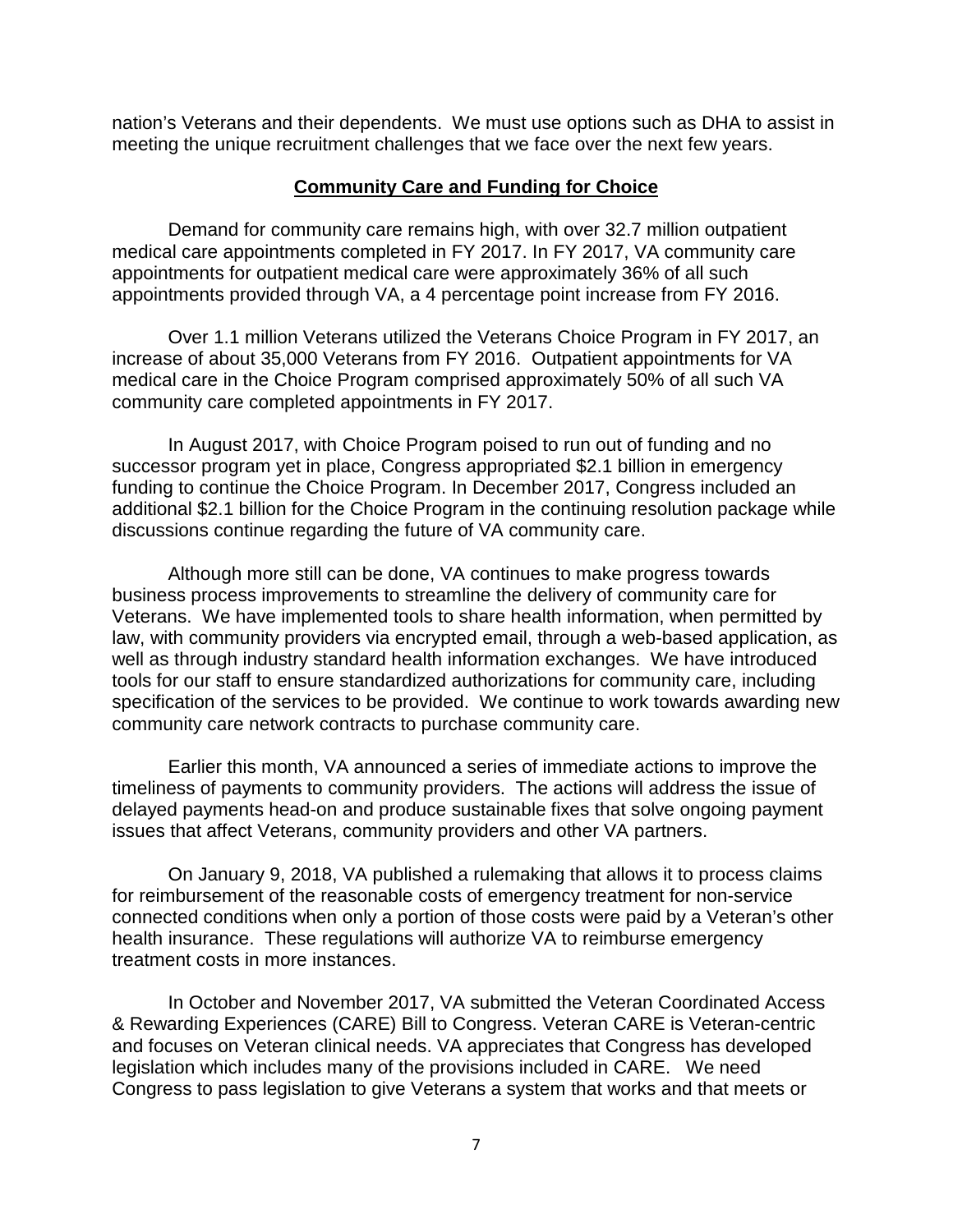nation's Veterans and their dependents. We must use options such as DHA to assist in meeting the unique recruitment challenges that we face over the next few years.

## Community Care and Funding for Choice

Demand for community care remains high, with over 32.7 million outpatient medical care appointments completed in FY 2017. In FY 2017, VA community care appointments for outpatient medical care were approximately 36% of all such appointments provided through VA, a 4 percentage point increase from FY 2016.

Over 1.1 million Veterans utilized the Veterans Choice Program in FY 2017, an increase of about 35,000 Veterans from FY 2016. Outpatient appointments for VA medical care in the Choice Program comprised approximately 50% of all such VA community care completed appointments in FY 2017.

In August 2017, with Choice Program poised to run out of funding and no successor program yet in place, Congress appropriated $2.1 billion in emergency funding to continue the Choice Program. In December 2017, Congress included an additional $2.1 billion for the Choice Program in the continuing resolution package while discussions continue regarding the future of VA community care.

Although more still can be done, VA continues to make progress towards business process improvements to streamline the delivery of community care for Veterans. We have implemented tools to share health information, when permitted by law, with community providers via encrypted email, through a web-based application, as well as through industry standard health information exchanges. We have introduced tools for our staff to ensure standardized authorizations for community care, including specification of the services to be provided. We continue to work towards awarding new community care network contracts to purchase community care.

Earlier this month, VA announced a series of immediate actions to improve the timeliness of payments to community providers. The actions will address the issue of delayed payments head-on and produce sustainable fixes that solve ongoing payment issues that affect Veterans, community providers and other VA partners.

On January 9, 2018, VA published a rulemaking that allows it to process claims for reimbursement of the reasonable costs of emergency treatment for non-service connected conditions when only a portion of those costs were paid by a Veteran's other health insurance. These regulations will authorize VA to reimburse emergency treatment costs in more instances.

In October and November 2017, VA submitted the Veteran Coordinated Access & Rewarding Experiences (CARE) Bill to Congress. Veteran CARE is Veteran-centric and focuses on Veteran clinical needs. VA appreciates that Congress has developed legislation which includes many of the provisions included in CARE. We need Congress to pass legislation to give Veterans a system that works and that meets or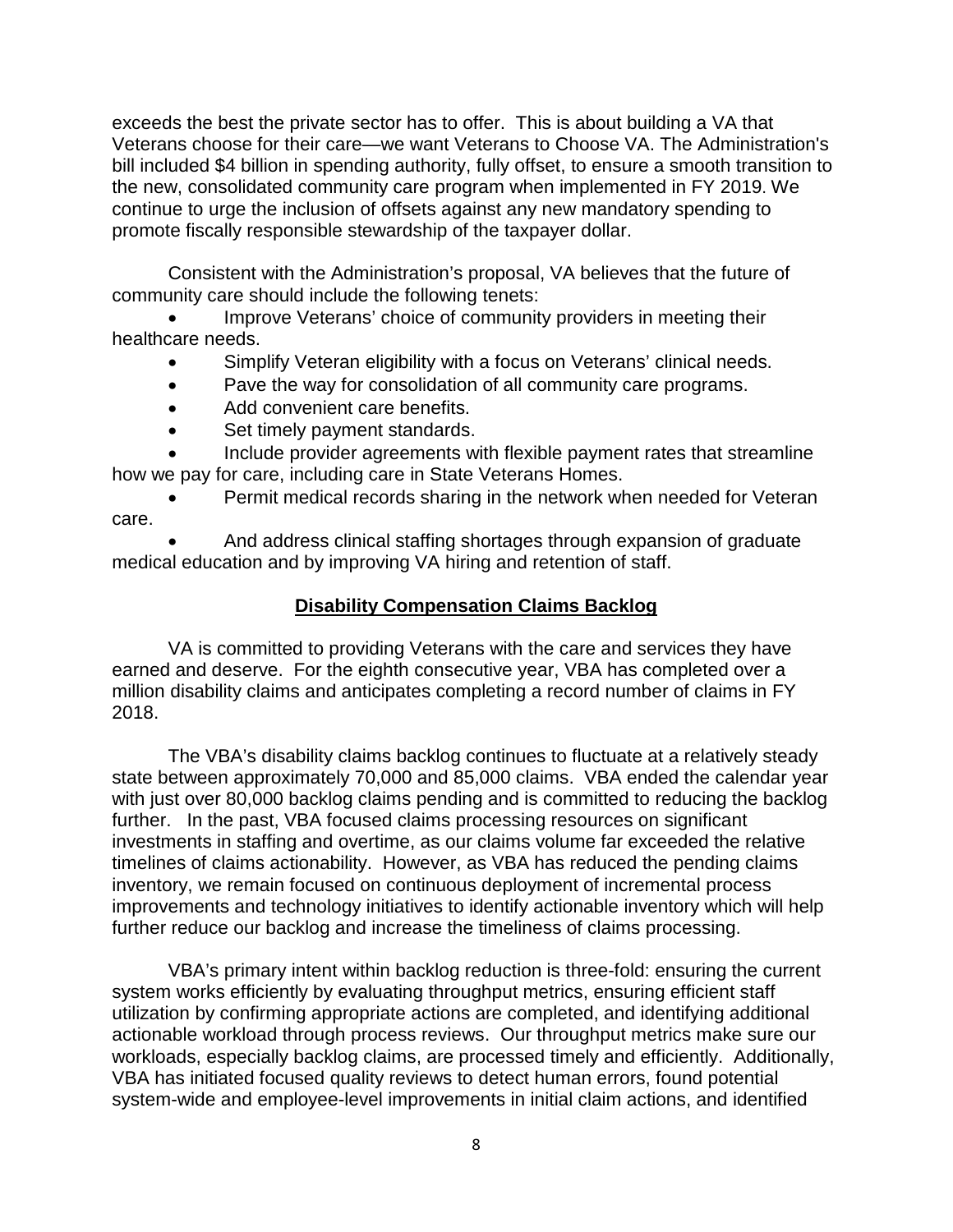exceeds the best the private sector has to offer. This is about building a VA that Veterans choose for their care—we want Veterans to Choose VA. The Administration's bill included $4 billion in spending authority, fully offset, to ensure a smooth transition to the new, consolidated community care program when implemented in FY 2019. We continue to urge the inclusion of offsets against any new mandatory spending to promote fiscally responsible stewardship of the taxpayer dollar.

Consistent with the Administration's proposal, VA believes that the future of community care should include the following tenets:

- Improve Veterans' choice of community providers in meeting their healthcare needs.
- Simplify Veteran eligibility with a focus on Veterans' clinical needs.
- Pave the way for consolidation of all community care programs.
- Add convenient care benefits.
- Set timely payment standards.
- Include provider agreements with flexible payment rates that streamline how we pay for care, including care in State Veterans Homes.
- Permit medical records sharing in the network when needed for Veteran care.
- And address clinical staffing shortages through expansion of graduate medical education and by improving VA hiring and retention of staff.

## Disability Compensation Claims Backlog

VA is committed to providing Veterans with the care and services they have earned and deserve. For the eighth consecutive year, VBA has completed over a million disability claims and anticipates completing a record number of claims in FY 2018.

The VBA's disability claims backlog continues to fluctuate at a relatively steady state between approximately 70,000 and 85,000 claims. VBA ended the calendar year with just over 80,000 backlog claims pending and is committed to reducing the backlog further. In the past, VBA focused claims processing resources on significant investments in staffing and overtime, as our claims volume far exceeded the relative timelines of claims actionability. However, as VBA has reduced the pending claims inventory, we remain focused on continuous deployment of incremental process improvements and technology initiatives to identify actionable inventory which will help further reduce our backlog and increase the timeliness of claims processing.

VBA's primary intent within backlog reduction is three-fold: ensuring the current system works efficiently by evaluating throughput metrics, ensuring efficient staff utilization by confirming appropriate actions are completed, and identifying additional actionable workload through process reviews. Our throughput metrics make sure our workloads, especially backlog claims, are processed timely and efficiently. Additionally, VBA has initiated focused quality reviews to detect human errors, found potential system-wide and employee-level improvements in initial claim actions, and identified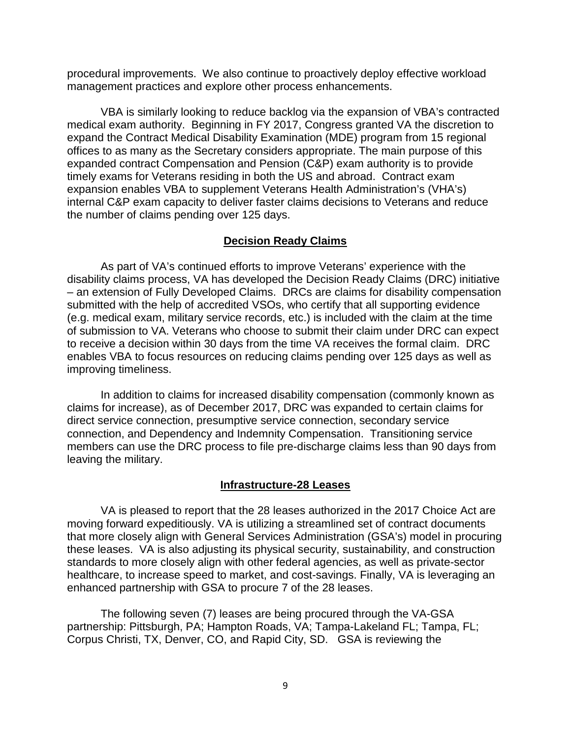procedural improvements. We also continue to proactively deploy effective workload management practices and explore other process enhancements.

VBA is similarly looking to reduce backlog via the expansion of VBA's contracted medical exam authority. Beginning in FY 2017, Congress granted VA the discretion to expand the Contract Medical Disability Examination (MDE) program from 15 regional offices to as many as the Secretary considers appropriate. The main purpose of this expanded contract Compensation and Pension (C&P) exam authority is to provide timely exams for Veterans residing in both the US and abroad. Contract exam expansion enables VBA to supplement Veterans Health Administration's (VHA's) internal C&P exam capacity to deliver faster claims decisions to Veterans and reduce the number of claims pending over 125 days.

## Decision Ready Claims

As part of VA's continued efforts to improve Veterans' experience with the disability claims process, VA has developed the Decision Ready Claims (DRC) initiative – an extension of Fully Developed Claims. DRCs are claims for disability compensation submitted with the help of accredited VSOs, who certify that all supporting evidence (e.g. medical exam, military service records, etc.) is included with the claim at the time of submission to VA. Veterans who choose to submit their claim under DRC can expect to receive a decision within 30 days from the time VA receives the formal claim. DRC enables VBA to focus resources on reducing claims pending over 125 days as well as improving timeliness.

In addition to claims for increased disability compensation (commonly known as claims for increase), as of December 2017, DRC was expanded to certain claims for direct service connection, presumptive service connection, secondary service connection, and Dependency and Indemnity Compensation. Transitioning service members can use the DRC process to file pre-discharge claims less than 90 days from leaving the military.

## Infrastructure-28 Leases

VA is pleased to report that the 28 leases authorized in the 2017 Choice Act are moving forward expeditiously. VA is utilizing a streamlined set of contract documents that more closely align with General Services Administration (GSA's) model in procuring these leases. VA is also adjusting its physical security, sustainability, and construction standards to more closely align with other federal agencies, as well as private-sector healthcare, to increase speed to market, and cost-savings. Finally, VA is leveraging an enhanced partnership with GSA to procure 7 of the 28 leases.

The following seven (7) leases are being procured through the VA-GSA partnership: Pittsburgh, PA; Hampton Roads, VA; Tampa-Lakeland FL; Tampa, FL; Corpus Christi, TX, Denver, CO, and Rapid City, SD. GSA is reviewing the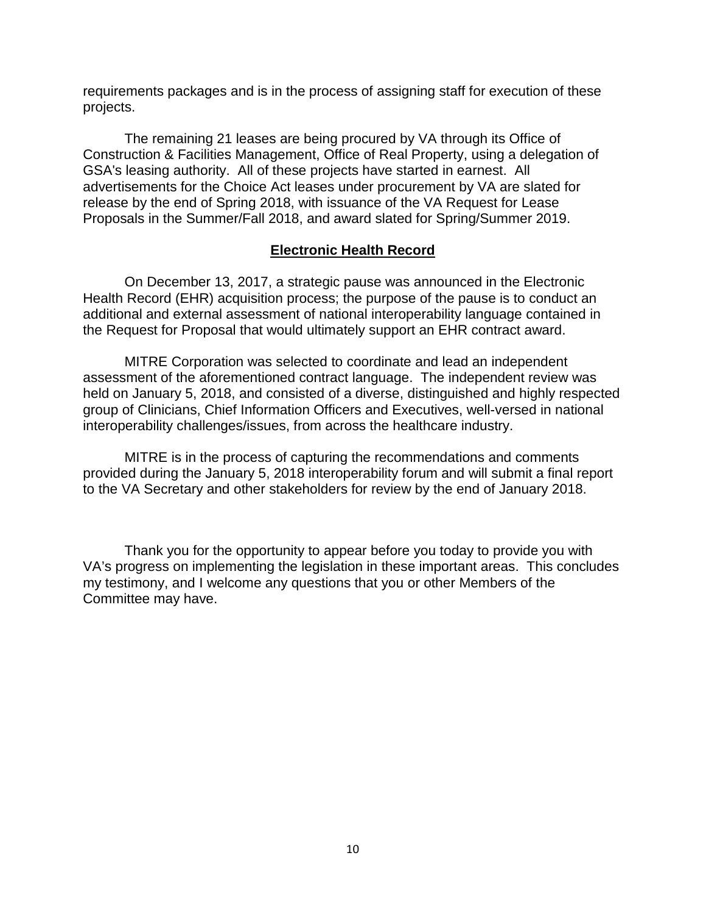requirements packages and is in the process of assigning staff for execution of these projects.

The remaining 21 leases are being procured by VA through its Office of Construction & Facilities Management, Office of Real Property, using a delegation of GSA's leasing authority. All of these projects have started in earnest. All advertisements for the Choice Act leases under procurement by VA are slated for release by the end of Spring 2018, with issuance of the VA Request for Lease Proposals in the Summer/Fall 2018, and award slated for Spring/Summer 2019.

## Electronic Health Record

On December 13, 2017, a strategic pause was announced in the Electronic Health Record (EHR) acquisition process; the purpose of the pause is to conduct an additional and external assessment of national interoperability language contained in the Request for Proposal that would ultimately support an EHR contract award.

MITRE Corporation was selected to coordinate and lead an independent assessment of the aforementioned contract language. The independent review was held on January 5, 2018, and consisted of a diverse, distinguished and highly respected group of Clinicians, Chief Information Officers and Executives, well-versed in national interoperability challenges/issues, from across the healthcare industry.

MITRE is in the process of capturing the recommendations and comments provided during the January 5, 2018 interoperability forum and will submit a final report to the VA Secretary and other stakeholders for review by the end of January 2018.

Thank you for the opportunity to appear before you today to provide you with VA's progress on implementing the legislation in these important areas. This concludes my testimony, and I welcome any questions that you or other Members of the Committee may have.